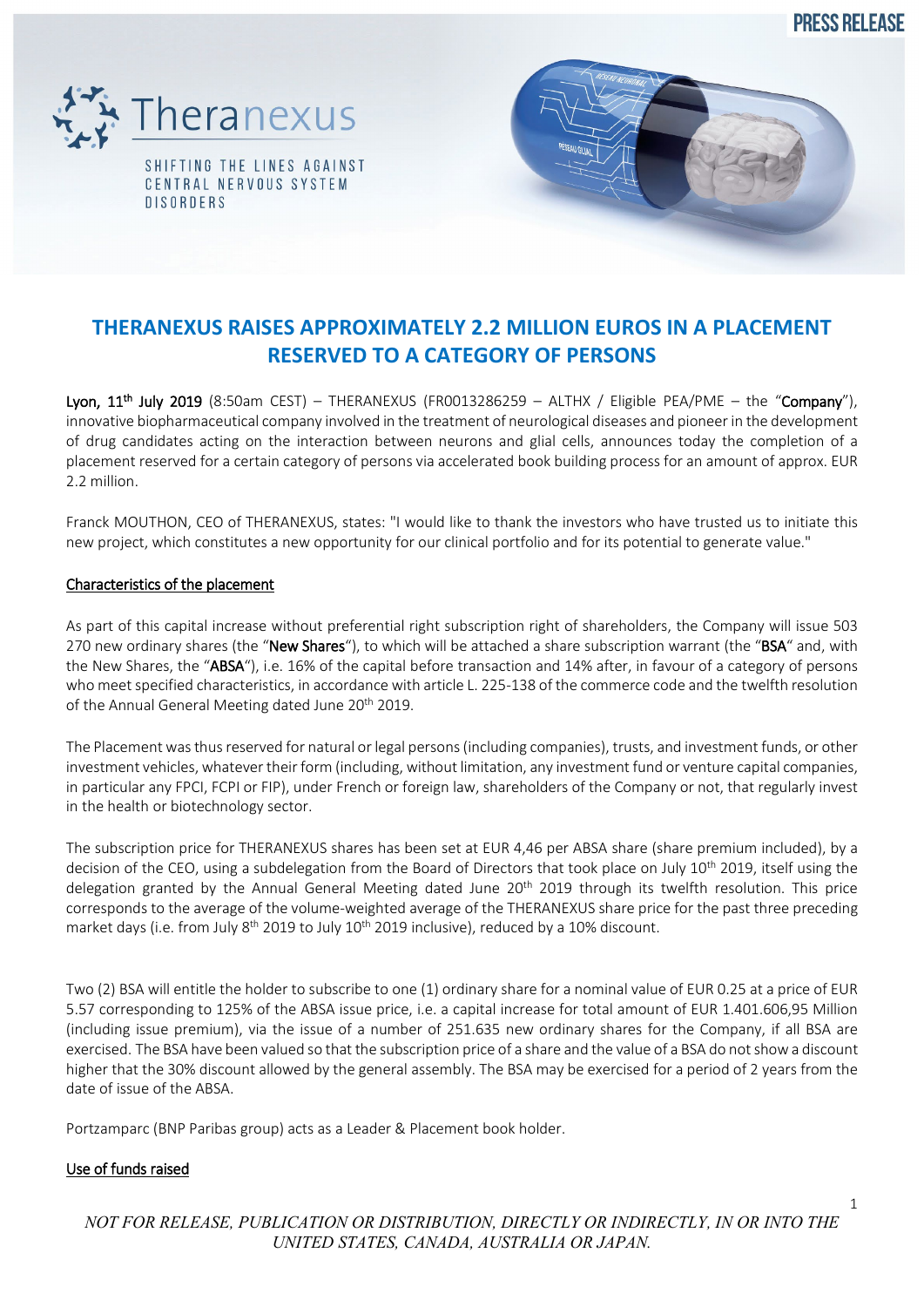PRESS RELEASE

Theranexus

SHIFTING THE LINES AGAINST CENTRAL NERVOUS SYSTEM DISORDERS

# THERANEXUS RAISES APPROXIMATELY 2.2 MILLION EUROS IN A PLACEMENT RESERVED TO A CATEGORY OF PERSONS

**Lyon, 11th July 2019** (8:50am CEST) – THERANEXUS (FR0013286259 – ALTHX / Eligible PEA/PME – the "**Company**"), innovative biopharmaceutical company involved in the treatment of neurological diseases and pioneer in the development of drug candidates acting on the interaction between neurons and glial cells, announces today the completion of a placement reserved for a certain category of persons via accelerated book building process for an amount of approx. EUR 2.2 million.

Franck MOUTHON, CEO of THERANEXUS, states: "I would like to thank the investors who have trusted us to initiate this new project, which constitutes a new opportunity for our clinical portfolio and for its potential to generate value."

## Characteristics of the placement

As part of this capital increase without preferential right subscription right of shareholders, the Company will issue 503 270 new ordinary shares (the "**New Shares**"), to which will be attached a share subscription warrant (the "**BSA**" and, with the New Shares, the "**ABSA**"), i.e. 16% of the capital before transaction and 14% after, in favour of a category of persons who meet specified characteristics, in accordance with article L. 225-138 of the commerce code and the twelfth resolution of the Annual General Meeting dated June 20th 2019.

The Placement was thus reserved for natural or legal persons (including companies), trusts, and investment funds, or other investment vehicles, whatever their form (including, without limitation, any investment fund or venture capital companies, in particular any FPCI, FCPI or FIP), under French or foreign law, shareholders of the Company or not, that regularly invest in the health or biotechnology sector.

The subscription price for THERANEXUS shares has been set at EUR 4,46 per ABSA share (share premium included), by a decision of the CEO, using a subdelegation from the Board of Directors that took place on July 10th 2019, itself using the delegation granted by the Annual General Meeting dated June 20th 2019 through its twelfth resolution. This price corresponds to the average of the volume-weighted average of the THERANEXUS share price for the past three preceding market days (i.e. from July 8th 2019 to July 10th 2019 inclusive), reduced by a 10% discount.

Two (2) BSA will entitle the holder to subscribe to one (1) ordinary share for a nominal value of EUR 0.25 at a price of EUR 5.57 corresponding to 125% of the ABSA issue price, i.e. a capital increase for total amount of EUR 1.401.606,95 Million (including issue premium), via the issue of a number of 251.635 new ordinary shares for the Company, if all BSA are exercised. The BSA have been valued so that the subscription price of a share and the value of a BSA do not show a discount higher that the 30% discount allowed by the general assembly. The BSA may be exercised for a period of 2 years from the date of issue of the ABSA.

Portzamparc (BNP Paribas group) acts as a Leader & Placement book holder.

## Use of funds raised

*NOT FOR RELEASE, PUBLICATION OR DISTRIBUTION, DIRECTLY OR INDIRECTLY, IN OR INTO THE UNITED STATES, CANADA, AUSTRALIA OR JAPAN.*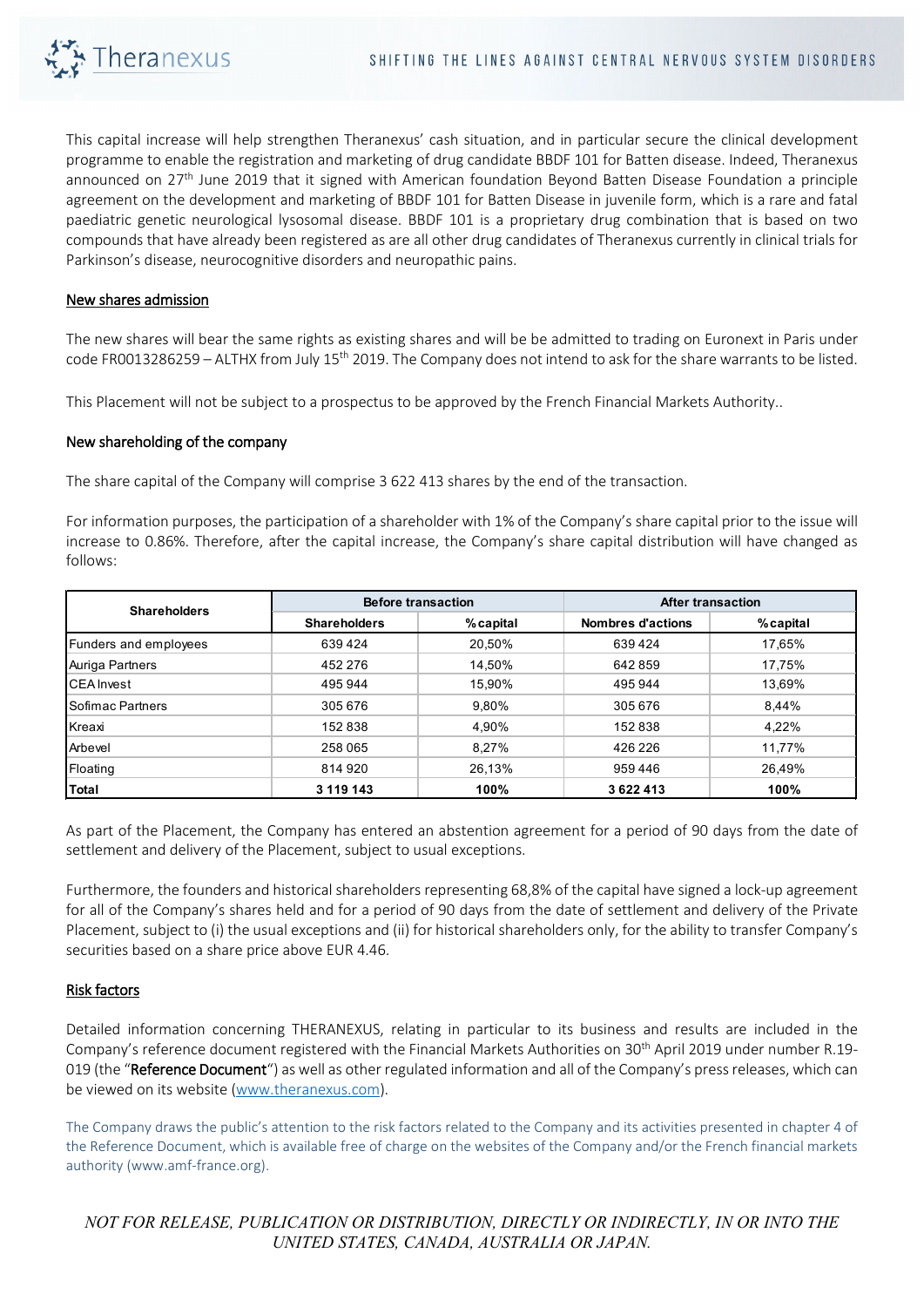This capital increase will help strengthen Theranexus' cash situation, and in particular secure the clinical development programme to enable the registration and marketing of drug candidate BBDF 101 for Batten disease. Indeed, Theranexus announced on 27th June 2019 that it signed with American foundation Beyond Batten Disease Foundation a principle agreement on the development and marketing of BBDF 101 for Batten Disease in juvenile form, which is a rare and fatal paediatric genetic neurological lysosomal disease. BBDF 101 is a proprietary drug combination that is based on two compounds that have already been registered as are all other drug candidates of Theranexus currently in clinical trials for Parkinson's disease, neurocognitive disorders and neuropathic pains.

## New shares admission

The new shares will bear the same rights as existing shares and will be be admitted to trading on Euronext in Paris under code FR0013286259 – ALTHX from July 15th 2019. The Company does not intend to ask for the share warrants to be listed.

This Placement will not be subject to a prospectus to be approved by the French Financial Markets Authority..

## New shareholding of the company

The share capital of the Company will comprise 3 622 413 shares by the end of the transaction.

For information purposes, the participation of a shareholder with 1% of the Company's share capital prior to the issue will increase to 0.86%. Therefore, after the capital increase, the Company's share capital distribution will have changed as follows:

| Shareholders | Before transaction | | After transaction | |
|---|---|---|---|---|
| | Shareholders | % capital | Nombres d'actions | % capital |
| Funders and employees | 639 424 | 20,50% | 639 424 | 17,65% |
| Auriga Partners | 452 276 | 14,50% | 642 859 | 17,75% |
| CEA Invest | 495 944 | 15,90% | 495 944 | 13,69% |
| Sofimac Partners | 305 676 | 9,80% | 305 676 | 8,44% |
| Kreaxi | 152 838 | 4,90% | 152 838 | 4,22% |
| Arbevel | 258 065 | 8,27% | 426 226 | 11,77% |
| Floating | 814 920 | 26,13% | 959 446 | 26,49% |
| **Total** | **3 119 143** | **100%** | **3 622 413** | **100%** |

As part of the Placement, the Company has entered an abstention agreement for a period of 90 days from the date of settlement and delivery of the Placement, subject to usual exceptions.

Furthermore, the founders and historical shareholders representing 68,8% of the capital have signed a lock-up agreement for all of the Company's shares held and for a period of 90 days from the date of settlement and delivery of the Private Placement, subject to (i) the usual exceptions and (ii) for historical shareholders only, for the ability to transfer Company's securities based on a share price above EUR 4.46.

## Risk factors

Detailed information concerning THERANEXUS, relating in particular to its business and results are included in the Company's reference document registered with the Financial Markets Authorities on 30th April 2019 under number R.19-019 (the "**Reference Document**") as well as other regulated information and all of the Company's press releases, which can be viewed on its website (www.theranexus.com).

The Company draws the public's attention to the risk factors related to the Company and its activities presented in chapter 4 of the Reference Document, which is available free of charge on the websites of the Company and/or the French financial markets authority (www.amf-france.org).

*NOT FOR RELEASE, PUBLICATION OR DISTRIBUTION, DIRECTLY OR INDIRECTLY, IN OR INTO THE UNITED STATES, CANADA, AUSTRALIA OR JAPAN.*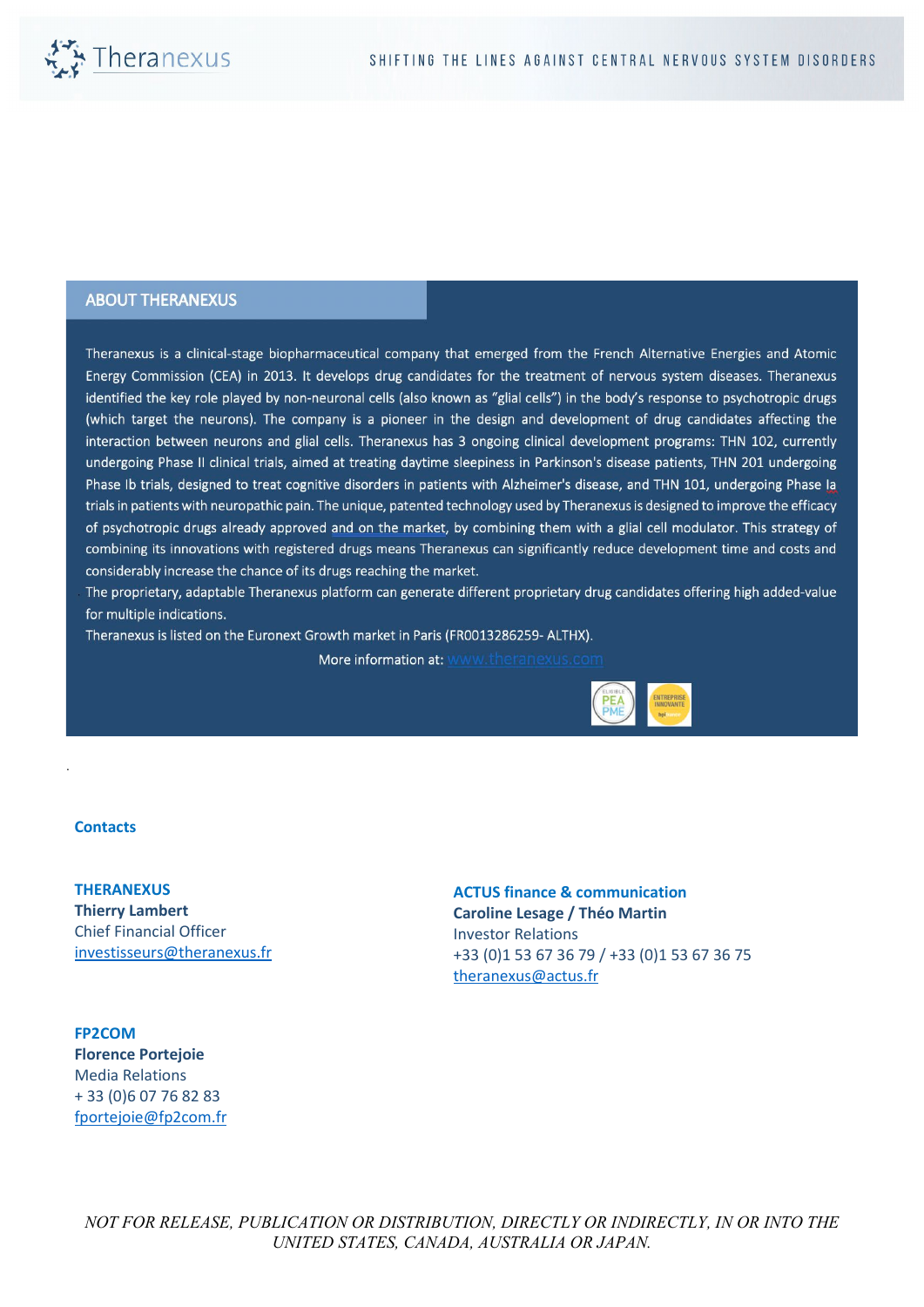## ABOUT THERANEXUS

Theranexus is a clinical-stage biopharmaceutical company that emerged from the French Alternative Energies and Atomic Energy Commission (CEA) in 2013. It develops drug candidates for the treatment of nervous system diseases. Theranexus identified the key role played by non-neuronal cells (also known as "glial cells") in the body's response to psychotropic drugs (which target the neurons). The company is a pioneer in the design and development of drug candidates affecting the interaction between neurons and glial cells. Theranexus has 3 ongoing clinical development programs: THN 102, currently undergoing Phase II clinical trials, aimed at treating daytime sleepiness in Parkinson's disease patients, THN 201 undergoing Phase Ib trials, designed to treat cognitive disorders in patients with Alzheimer's disease, and THN 101, undergoing Phase Ia trials in patients with neuropathic pain. The unique, patented technology used by Theranexus is designed to improve the efficacy of psychotropic drugs already approved and on the market, by combining them with a glial cell modulator. This strategy of combining its innovations with registered drugs means Theranexus can significantly reduce development time and costs and considerably increase the chance of its drugs reaching the market.

The proprietary, adaptable Theranexus platform can generate different proprietary drug candidates offering high added-value for multiple indications.

Theranexus is listed on the Euronext Growth market in Paris (FR0013286259- ALTHX).

More information at: www.theranexus.com

### Contacts

**THERANEXUS**
**Thierry Lambert**
Chief Financial Officer
investisseurs@theranexus.fr

**ACTUS finance & communication**
**Caroline Lesage / Théo Martin**
Investor Relations
+33 (0)1 53 67 36 79 / +33 (0)1 53 67 36 75
theranexus@actus.fr

**FP2COM**
**Florence Portejoie**
Media Relations
+ 33 (0)6 07 76 82 83
fportejoie@fp2com.fr

*NOT FOR RELEASE, PUBLICATION OR DISTRIBUTION, DIRECTLY OR INDIRECTLY, IN OR INTO THE UNITED STATES, CANADA, AUSTRALIA OR JAPAN.*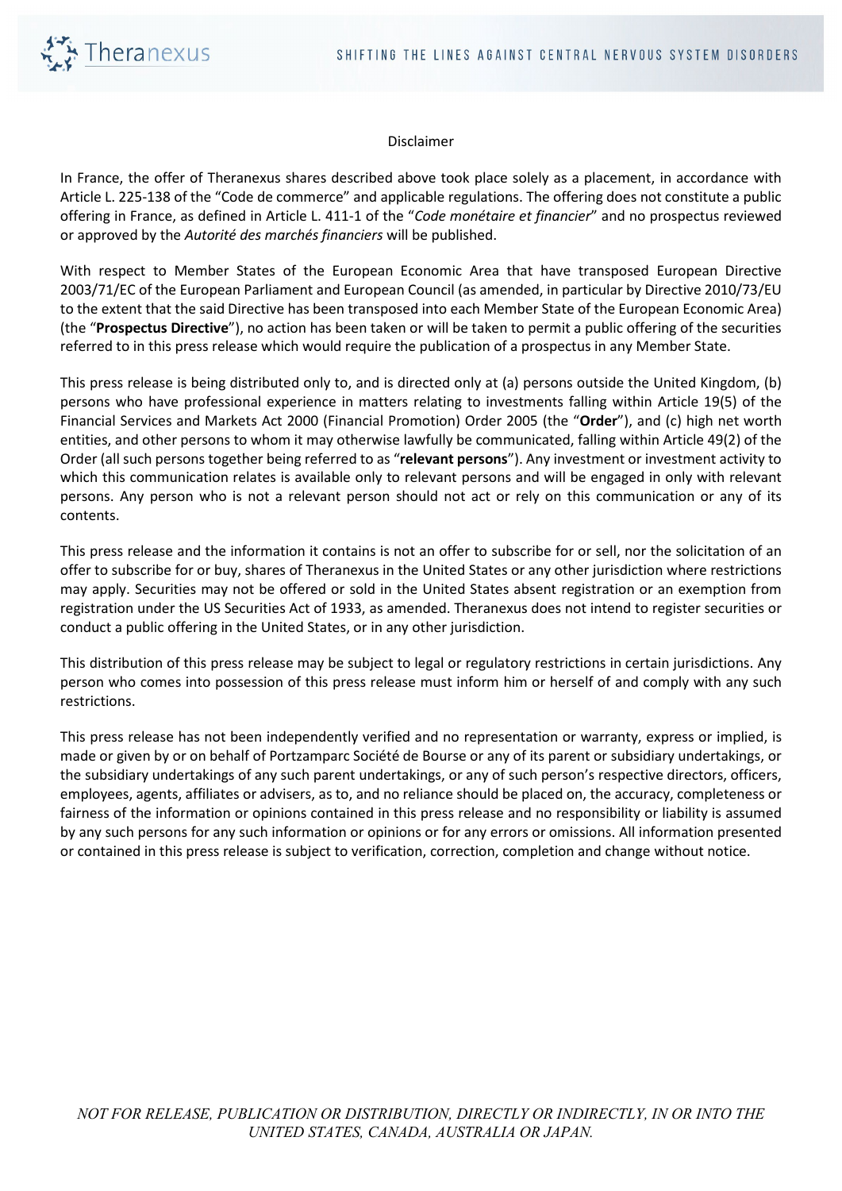Disclaimer

In France, the offer of Theranexus shares described above took place solely as a placement, in accordance with Article L. 225-138 of the "Code de commerce" and applicable regulations. The offering does not constitute a public offering in France, as defined in Article L. 411-1 of the "*Code monétaire et financier*" and no prospectus reviewed or approved by the *Autorité des marchés financiers* will be published.

With respect to Member States of the European Economic Area that have transposed European Directive 2003/71/EC of the European Parliament and European Council (as amended, in particular by Directive 2010/73/EU to the extent that the said Directive has been transposed into each Member State of the European Economic Area) (the "**Prospectus Directive**"), no action has been taken or will be taken to permit a public offering of the securities referred to in this press release which would require the publication of a prospectus in any Member State.

This press release is being distributed only to, and is directed only at (a) persons outside the United Kingdom, (b) persons who have professional experience in matters relating to investments falling within Article 19(5) of the Financial Services and Markets Act 2000 (Financial Promotion) Order 2005 (the "**Order**"), and (c) high net worth entities, and other persons to whom it may otherwise lawfully be communicated, falling within Article 49(2) of the Order (all such persons together being referred to as "**relevant persons**"). Any investment or investment activity to which this communication relates is available only to relevant persons and will be engaged in only with relevant persons. Any person who is not a relevant person should not act or rely on this communication or any of its contents.

This press release and the information it contains is not an offer to subscribe for or sell, nor the solicitation of an offer to subscribe for or buy, shares of Theranexus in the United States or any other jurisdiction where restrictions may apply. Securities may not be offered or sold in the United States absent registration or an exemption from registration under the US Securities Act of 1933, as amended. Theranexus does not intend to register securities or conduct a public offering in the United States, or in any other jurisdiction.

This distribution of this press release may be subject to legal or regulatory restrictions in certain jurisdictions. Any person who comes into possession of this press release must inform him or herself of and comply with any such restrictions.

This press release has not been independently verified and no representation or warranty, express or implied, is made or given by or on behalf of Portzamparc Société de Bourse or any of its parent or subsidiary undertakings, or the subsidiary undertakings of any such parent undertakings, or any of such person's respective directors, officers, employees, agents, affiliates or advisers, as to, and no reliance should be placed on, the accuracy, completeness or fairness of the information or opinions contained in this press release and no responsibility or liability is assumed by any such persons for any such information or opinions or for any errors or omissions. All information presented or contained in this press release is subject to verification, correction, completion and change without notice.

*NOT FOR RELEASE, PUBLICATION OR DISTRIBUTION, DIRECTLY OR INDIRECTLY, IN OR INTO THE UNITED STATES, CANADA, AUSTRALIA OR JAPAN.*